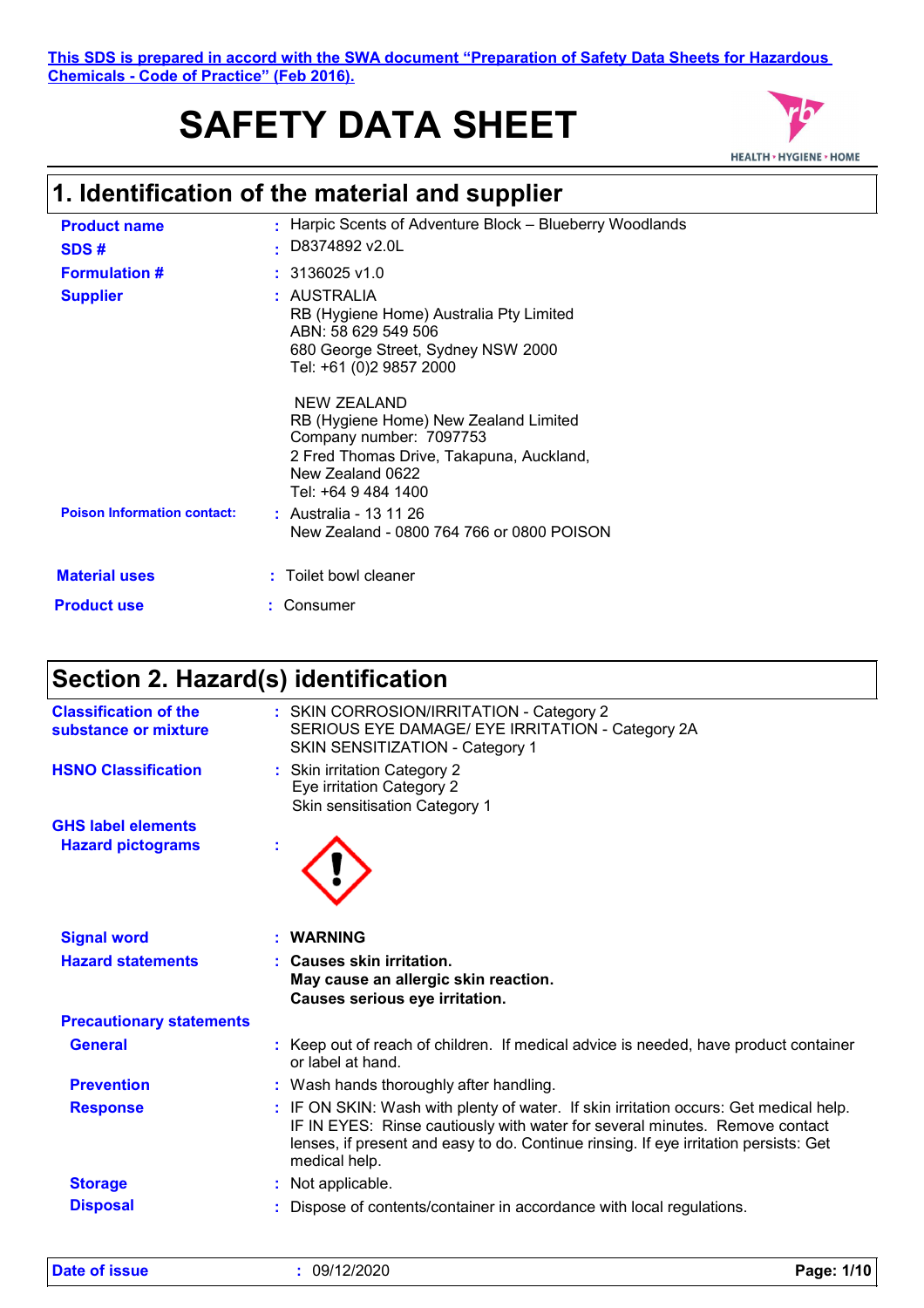**This SDS is prepared in accord with the SWA document "Preparation of Safety Data Sheets for Hazardous Chemicals - Code of Practice" (Feb 2016).**

# SAFETY DATA SHEET

HEALTH • HYGIENE • HOME

## 1. Identification of the material and supplier

**Product name** : Harpic Scents of Adventure Block – Blueberry Woodlands

**SDS #** : D8374892 v2.0L

**Formulation #** : 3136025 v1.0

**Supplier** : AUSTRALIA
RB (Hygiene Home) Australia Pty Limited
ABN: 58 629 549 506
680 George Street, Sydney NSW 2000
Tel: +61 (0)2 9857 2000

NEW ZEALAND
RB (Hygiene Home) New Zealand Limited
Company number: 7097753
2 Fred Thomas Drive, Takapuna, Auckland,
New Zealand 0622
Tel: +64 9 484 1400

**Poison Information contact:** : Australia - 13 11 26
New Zealand - 0800 764 766 or 0800 POISON

**Material uses** : Toilet bowl cleaner

**Product use** : Consumer

## Section 2. Hazard(s) identification

**Classification of the substance or mixture** : SKIN CORROSION/IRRITATION - Category 2
SERIOUS EYE DAMAGE/ EYE IRRITATION - Category 2A
SKIN SENSITIZATION - Category 1

**HSNO Classification** : Skin irritation Category 2
Eye irritation Category 2
Skin sensitisation Category 1

**GHS label elements**

**Hazard pictograms** :

**Signal word** : **WARNING**

**Hazard statements** : **Causes skin irritation.**
**May cause an allergic skin reaction.**
**Causes serious eye irritation.**

**Precautionary statements**

**General** : Keep out of reach of children. If medical advice is needed, have product container or label at hand.

**Prevention** : Wash hands thoroughly after handling.

**Response** : IF ON SKIN: Wash with plenty of water. If skin irritation occurs: Get medical help. IF IN EYES: Rinse cautiously with water for several minutes. Remove contact lenses, if present and easy to do. Continue rinsing. If eye irritation persists: Get medical help.

**Storage** : Not applicable.

**Disposal** : Dispose of contents/container in accordance with local regulations.

**Date of issue** : 09/12/2020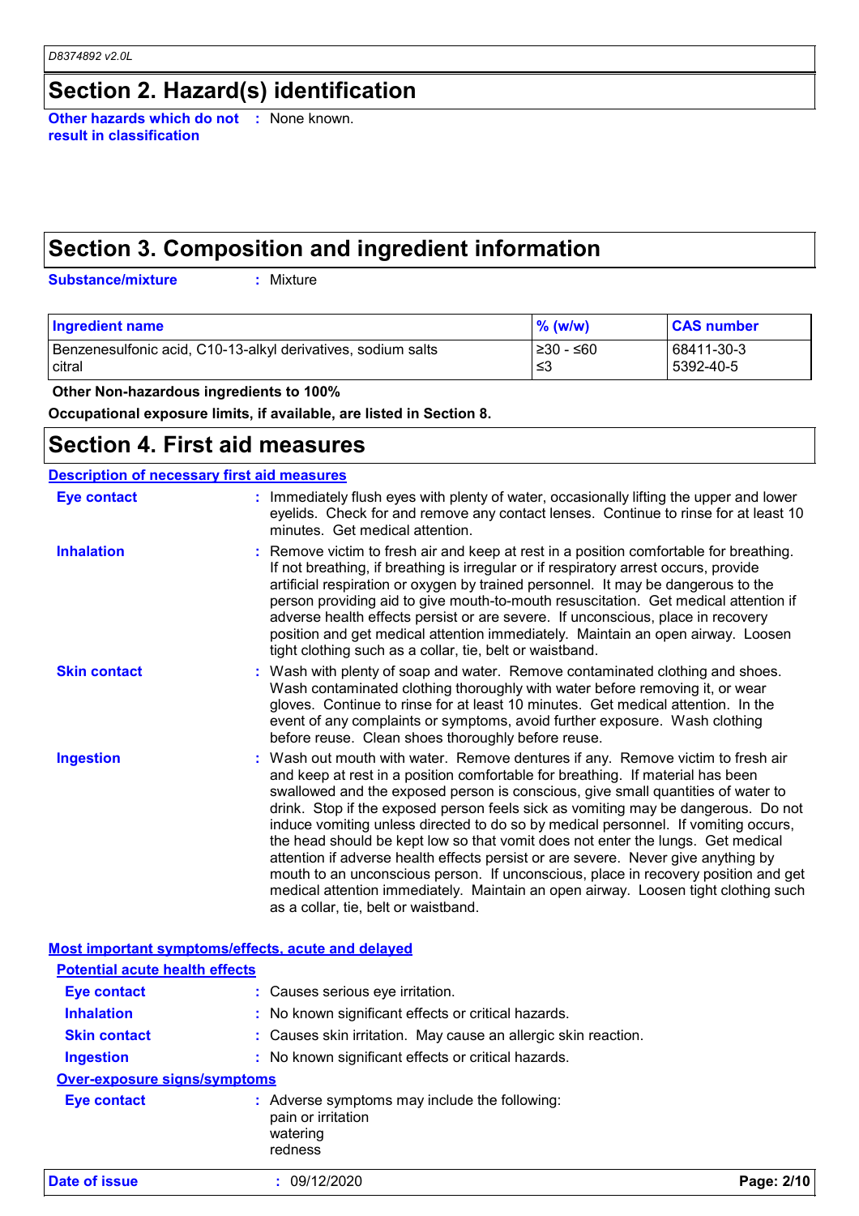# Section 2. Hazard(s) identification

**Other hazards which do not result in classification** : None known.

# Section 3. Composition and ingredient information

**Substance/mixture** : Mixture

| Ingredient name | % (w/w) | CAS number |
|---|---|---|
| Benzenesulfonic acid, C10-13-alkyl derivatives, sodium salts | ≥30 - ≤60 | 68411-30-3 |
| citral | ≤3 | 5392-40-5 |

**Other Non-hazardous ingredients to 100%**

**Occupational exposure limits, if available, are listed in Section 8.**

# Section 4. First aid measures

## Description of necessary first aid measures

**Eye contact** : Immediately flush eyes with plenty of water, occasionally lifting the upper and lower eyelids. Check for and remove any contact lenses. Continue to rinse for at least 10 minutes. Get medical attention.

**Inhalation** : Remove victim to fresh air and keep at rest in a position comfortable for breathing. If not breathing, if breathing is irregular or if respiratory arrest occurs, provide artificial respiration or oxygen by trained personnel. It may be dangerous to the person providing aid to give mouth-to-mouth resuscitation. Get medical attention if adverse health effects persist or are severe. If unconscious, place in recovery position and get medical attention immediately. Maintain an open airway. Loosen tight clothing such as a collar, tie, belt or waistband.

**Skin contact** : Wash with plenty of soap and water. Remove contaminated clothing and shoes. Wash contaminated clothing thoroughly with water before removing it, or wear gloves. Continue to rinse for at least 10 minutes. Get medical attention. In the event of any complaints or symptoms, avoid further exposure. Wash clothing before reuse. Clean shoes thoroughly before reuse.

**Ingestion** : Wash out mouth with water. Remove dentures if any. Remove victim to fresh air and keep at rest in a position comfortable for breathing. If material has been swallowed and the exposed person is conscious, give small quantities of water to drink. Stop if the exposed person feels sick as vomiting may be dangerous. Do not induce vomiting unless directed to do so by medical personnel. If vomiting occurs, the head should be kept low so that vomit does not enter the lungs. Get medical attention if adverse health effects persist or are severe. Never give anything by mouth to an unconscious person. If unconscious, place in recovery position and get medical attention immediately. Maintain an open airway. Loosen tight clothing such as a collar, tie, belt or waistband.

## Most important symptoms/effects, acute and delayed

### Potential acute health effects

**Eye contact** : Causes serious eye irritation.

**Inhalation** : No known significant effects or critical hazards.

**Skin contact** : Causes skin irritation. May cause an allergic skin reaction.

**Ingestion** : No known significant effects or critical hazards.

### Over-exposure signs/symptoms

**Eye contact** : Adverse symptoms may include the following:
pain or irritation
watering
redness

**Date of issue** : 09/12/2020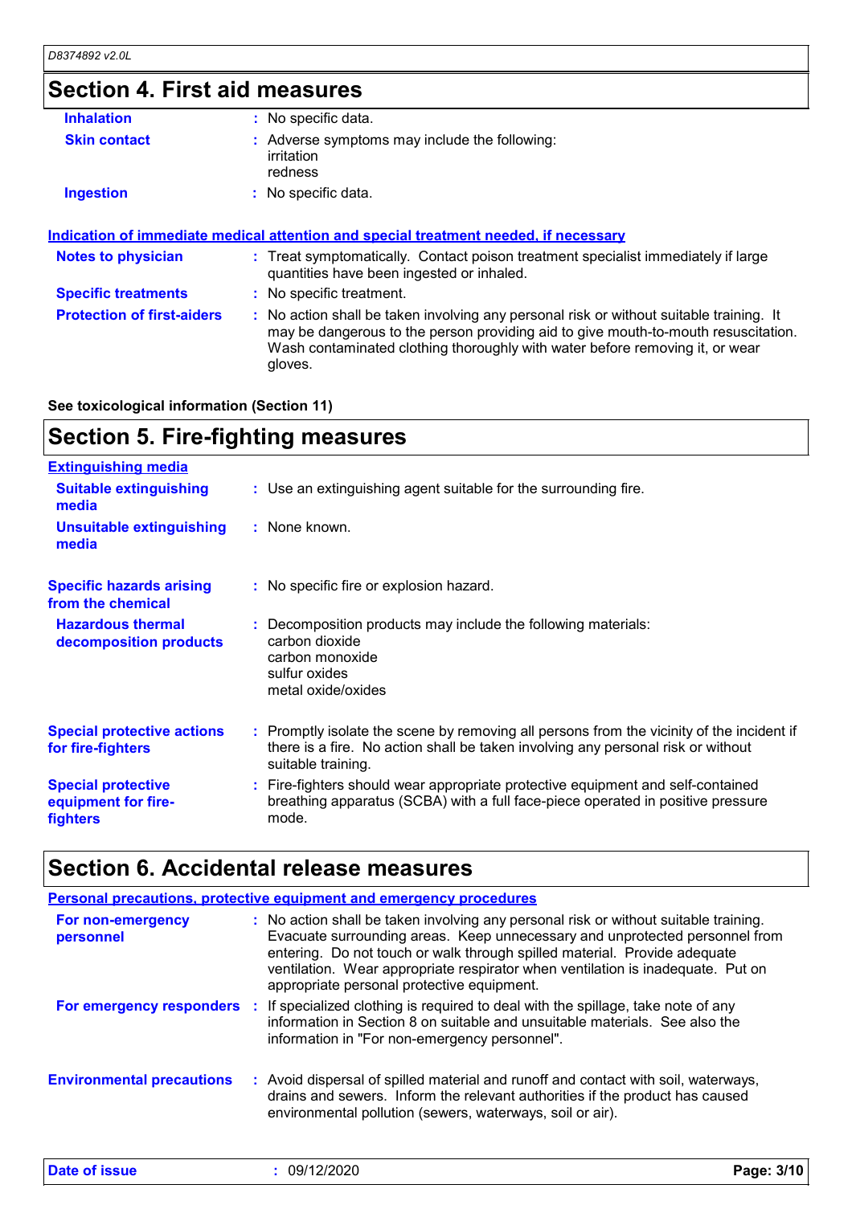## Section 4. First aid measures

**Inhalation** : No specific data.

**Skin contact** : Adverse symptoms may include the following:
irritation
redness

**Ingestion** : No specific data.

**Indication of immediate medical attention and special treatment needed, if necessary**

**Notes to physician** : Treat symptomatically. Contact poison treatment specialist immediately if large quantities have been ingested or inhaled.

**Specific treatments** : No specific treatment.

**Protection of first-aiders** : No action shall be taken involving any personal risk or without suitable training. It may be dangerous to the person providing aid to give mouth-to-mouth resuscitation. Wash contaminated clothing thoroughly with water before removing it, or wear gloves.

**See toxicological information (Section 11)**

## Section 5. Fire-fighting measures

**Extinguishing media**

**Suitable extinguishing media** : Use an extinguishing agent suitable for the surrounding fire.

**Unsuitable extinguishing media** : None known.

**Specific hazards arising from the chemical** : No specific fire or explosion hazard.

**Hazardous thermal decomposition products** : Decomposition products may include the following materials:
carbon dioxide
carbon monoxide
sulfur oxides
metal oxide/oxides

**Special protective actions for fire-fighters** : Promptly isolate the scene by removing all persons from the vicinity of the incident if there is a fire. No action shall be taken involving any personal risk or without suitable training.

**Special protective equipment for fire-fighters** : Fire-fighters should wear appropriate protective equipment and self-contained breathing apparatus (SCBA) with a full face-piece operated in positive pressure mode.

## Section 6. Accidental release measures

**Personal precautions, protective equipment and emergency procedures**

**For non-emergency personnel** : No action shall be taken involving any personal risk or without suitable training. Evacuate surrounding areas. Keep unnecessary and unprotected personnel from entering. Do not touch or walk through spilled material. Provide adequate ventilation. Wear appropriate respirator when ventilation is inadequate. Put on appropriate personal protective equipment.

**For emergency responders** : If specialized clothing is required to deal with the spillage, take note of any information in Section 8 on suitable and unsuitable materials. See also the information in "For non-emergency personnel".

**Environmental precautions** : Avoid dispersal of spilled material and runoff and contact with soil, waterways, drains and sewers. Inform the relevant authorities if the product has caused environmental pollution (sewers, waterways, soil or air).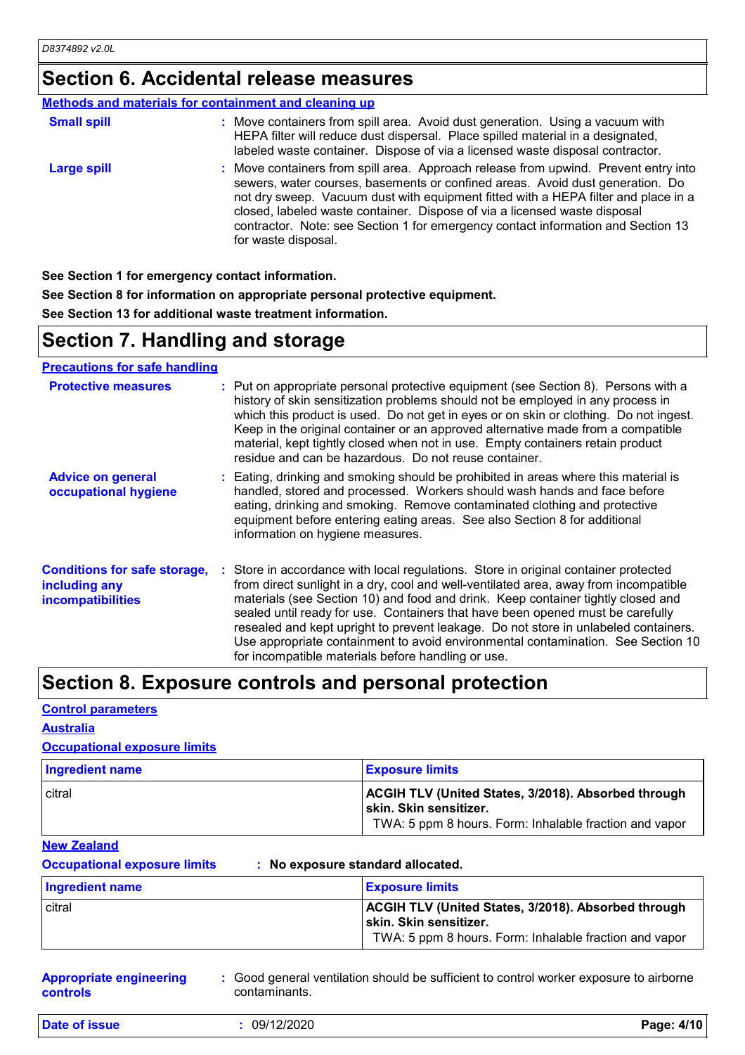## Section 6. Accidental release measures

### Methods and materials for containment and cleaning up

**Small spill** : Move containers from spill area. Avoid dust generation. Using a vacuum with HEPA filter will reduce dust dispersal. Place spilled material in a designated, labeled waste container. Dispose of via a licensed waste disposal contractor.

**Large spill** : Move containers from spill area. Approach release from upwind. Prevent entry into sewers, water courses, basements or confined areas. Avoid dust generation. Do not dry sweep. Vacuum dust with equipment fitted with a HEPA filter and place in a closed, labeled waste container. Dispose of via a licensed waste disposal contractor. Note: see Section 1 for emergency contact information and Section 13 for waste disposal.

**See Section 1 for emergency contact information.**

**See Section 8 for information on appropriate personal protective equipment.**

**See Section 13 for additional waste treatment information.**

## Section 7. Handling and storage

### Precautions for safe handling

**Protective measures** : Put on appropriate personal protective equipment (see Section 8). Persons with a history of skin sensitization problems should not be employed in any process in which this product is used. Do not get in eyes or on skin or clothing. Do not ingest. Keep in the original container or an approved alternative made from a compatible material, kept tightly closed when not in use. Empty containers retain product residue and can be hazardous. Do not reuse container.

**Advice on general occupational hygiene** : Eating, drinking and smoking should be prohibited in areas where this material is handled, stored and processed. Workers should wash hands and face before eating, drinking and smoking. Remove contaminated clothing and protective equipment before entering eating areas. See also Section 8 for additional information on hygiene measures.

**Conditions for safe storage, including any incompatibilities** : Store in accordance with local regulations. Store in original container protected from direct sunlight in a dry, cool and well-ventilated area, away from incompatible materials (see Section 10) and food and drink. Keep container tightly closed and sealed until ready for use. Containers that have been opened must be carefully resealed and kept upright to prevent leakage. Do not store in unlabeled containers. Use appropriate containment to avoid environmental contamination. See Section 10 for incompatible materials before handling or use.

## Section 8. Exposure controls and personal protection

### Control parameters

### Australia

### Occupational exposure limits

| Ingredient name | Exposure limits |
|---|---|
| citral | **ACGIH TLV (United States, 3/2018). Absorbed through skin. Skin sensitizer.** TWA: 5 ppm 8 hours. Form: Inhalable fraction and vapor |

### New Zealand

**Occupational exposure limits** : **No exposure standard allocated.**

| Ingredient name | Exposure limits |
|---|---|
| citral | **ACGIH TLV (United States, 3/2018). Absorbed through skin. Skin sensitizer.** TWA: 5 ppm 8 hours. Form: Inhalable fraction and vapor |

**Appropriate engineering controls** : Good general ventilation should be sufficient to control worker exposure to airborne contaminants.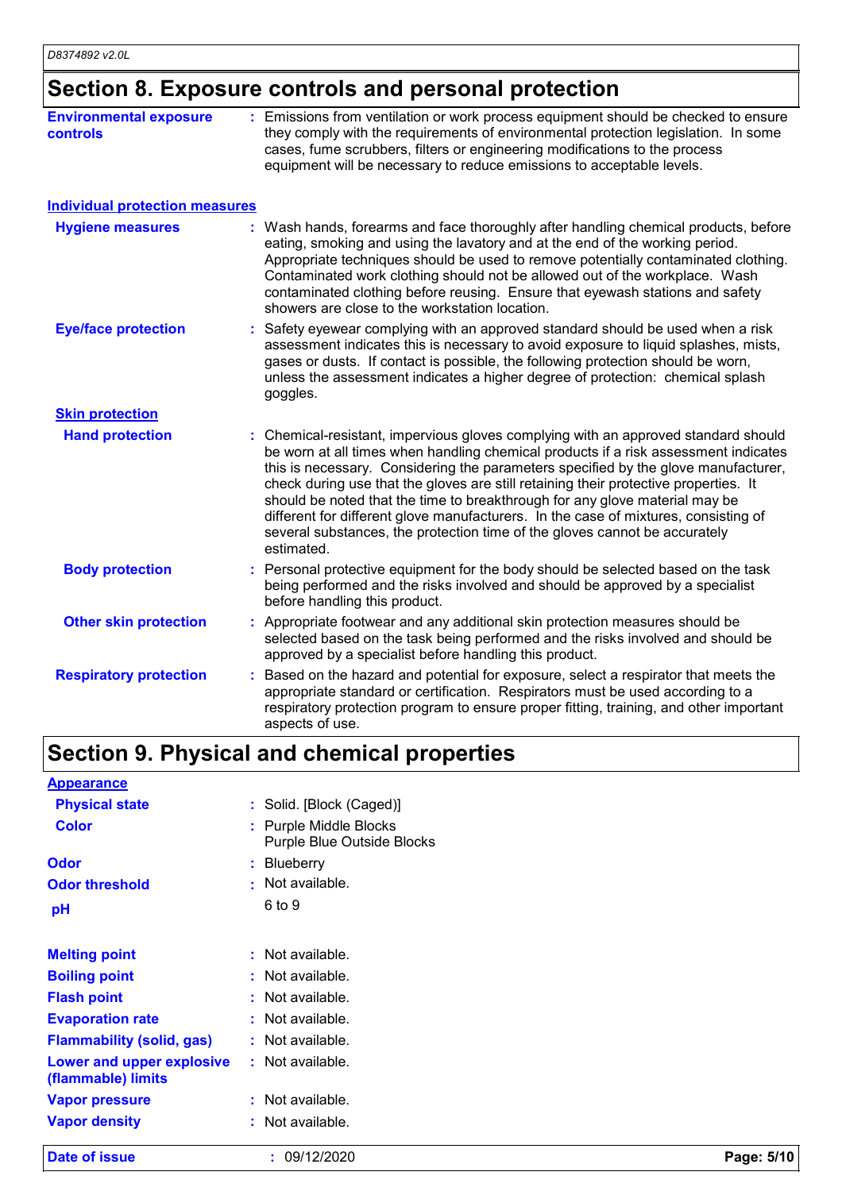## Section 8. Exposure controls and personal protection

**Environmental exposure controls** : Emissions from ventilation or work process equipment should be checked to ensure they comply with the requirements of environmental protection legislation. In some cases, fume scrubbers, filters or engineering modifications to the process equipment will be necessary to reduce emissions to acceptable levels.

### Individual protection measures

**Hygiene measures** : Wash hands, forearms and face thoroughly after handling chemical products, before eating, smoking and using the lavatory and at the end of the working period. Appropriate techniques should be used to remove potentially contaminated clothing. Contaminated work clothing should not be allowed out of the workplace. Wash contaminated clothing before reusing. Ensure that eyewash stations and safety showers are close to the workstation location.

**Eye/face protection** : Safety eyewear complying with an approved standard should be used when a risk assessment indicates this is necessary to avoid exposure to liquid splashes, mists, gases or dusts. If contact is possible, the following protection should be worn, unless the assessment indicates a higher degree of protection: chemical splash goggles.

#### Skin protection

**Hand protection** : Chemical-resistant, impervious gloves complying with an approved standard should be worn at all times when handling chemical products if a risk assessment indicates this is necessary. Considering the parameters specified by the glove manufacturer, check during use that the gloves are still retaining their protective properties. It should be noted that the time to breakthrough for any glove material may be different for different glove manufacturers. In the case of mixtures, consisting of several substances, the protection time of the gloves cannot be accurately estimated.

**Body protection** : Personal protective equipment for the body should be selected based on the task being performed and the risks involved and should be approved by a specialist before handling this product.

**Other skin protection** : Appropriate footwear and any additional skin protection measures should be selected based on the task being performed and the risks involved and should be approved by a specialist before handling this product.

**Respiratory protection** : Based on the hazard and potential for exposure, select a respirator that meets the appropriate standard or certification. Respirators must be used according to a respiratory protection program to ensure proper fitting, training, and other important aspects of use.

## Section 9. Physical and chemical properties

### Appearance

**Physical state** : Solid. [Block (Caged)]

**Color** : Purple Middle Blocks
Purple Blue Outside Blocks

**Odor** : Blueberry

**Odor threshold** : Not available.

**pH** 6 to 9

**Melting point** : Not available.

**Boiling point** : Not available.

**Flash point** : Not available.

**Evaporation rate** : Not available.

**Flammability (solid, gas)** : Not available.

**Lower and upper explosive (flammable) limits** : Not available.

**Vapor pressure** : Not available.

**Vapor density** : Not available.

**Date of issue** : 09/12/2020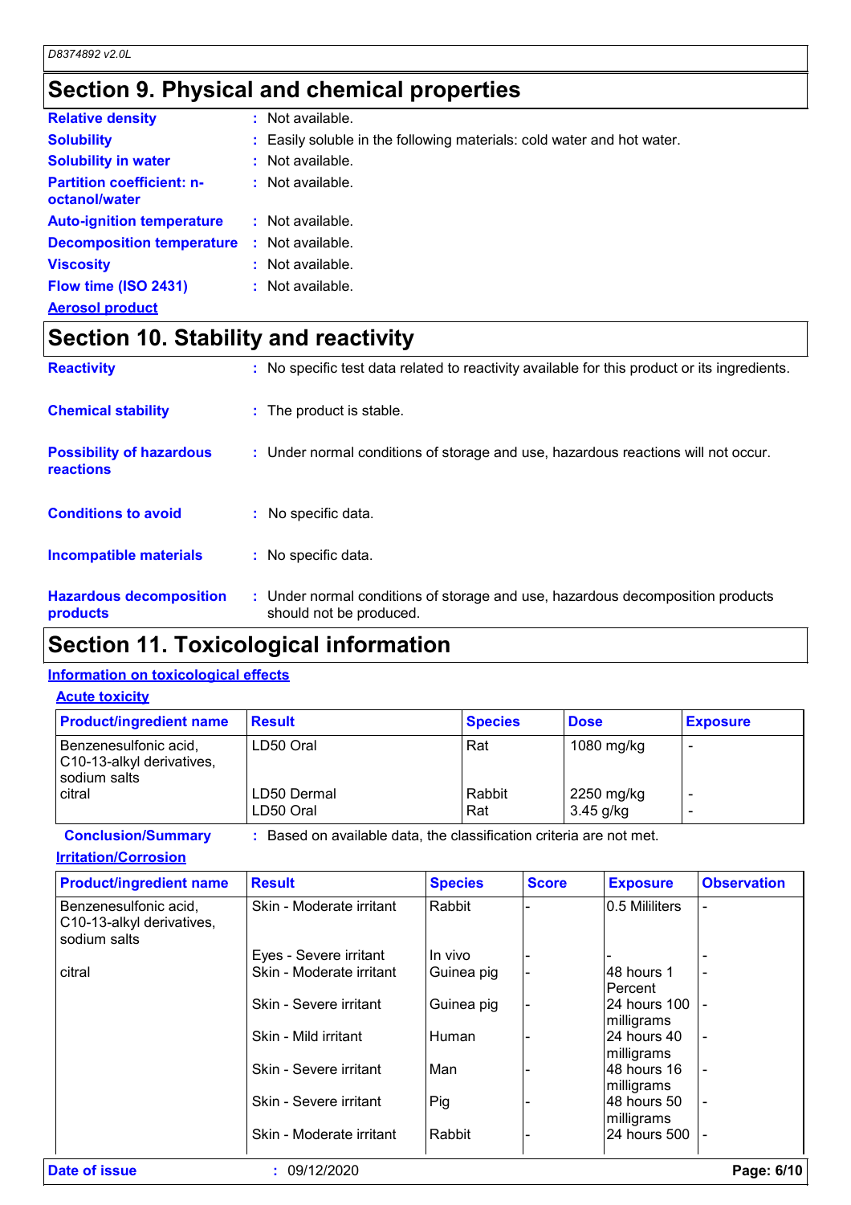# Section 9. Physical and chemical properties

| | | |
|---|---|---|
| **Relative density** | : | Not available. |
| **Solubility** | : | Easily soluble in the following materials: cold water and hot water. |
| **Solubility in water** | : | Not available. |
| **Partition coefficient: n-octanol/water** | : | Not available. |
| **Auto-ignition temperature** | : | Not available. |
| **Decomposition temperature** | : | Not available. |
| **Viscosity** | : | Not available. |
| **Flow time (ISO 2431)** | : | Not available. |

**Aerosol product**

# Section 10. Stability and reactivity

| | | |
|---|---|---|
| **Reactivity** | : | No specific test data related to reactivity available for this product or its ingredients. |
| **Chemical stability** | : | The product is stable. |
| **Possibility of hazardous reactions** | : | Under normal conditions of storage and use, hazardous reactions will not occur. |
| **Conditions to avoid** | : | No specific data. |
| **Incompatible materials** | : | No specific data. |
| **Hazardous decomposition products** | : | Under normal conditions of storage and use, hazardous decomposition products should not be produced. |

# Section 11. Toxicological information

## Information on toxicological effects

### Acute toxicity

| Product/ingredient name | Result | Species | Dose | Exposure |
|---|---|---|---|---|
| Benzenesulfonic acid, C10-13-alkyl derivatives, sodium salts | LD50 Oral | Rat | 1080 mg/kg | - |
| citral | LD50 Dermal | Rabbit | 2250 mg/kg | - |
| | LD50 Oral | Rat | 3.45 g/kg | - |

**Conclusion/Summary** : Based on available data, the classification criteria are not met.

### Irritation/Corrosion

| Product/ingredient name | Result | Species | Score | Exposure | Observation |
|---|---|---|---|---|---|
| Benzenesulfonic acid, C10-13-alkyl derivatives, sodium salts | Skin - Moderate irritant | Rabbit | - | 0.5 Mililiters | - |
| | Eyes - Severe irritant | In vivo | - | - | - |
| citral | Skin - Moderate irritant | Guinea pig | - | 48 hours 1 Percent | - |
| | Skin - Severe irritant | Guinea pig | - | 24 hours 100 milligrams | - |
| | Skin - Mild irritant | Human | - | 24 hours 40 milligrams | - |
| | Skin - Severe irritant | Man | - | 48 hours 16 milligrams | - |
| | Skin - Severe irritant | Pig | - | 48 hours 50 milligrams | - |
| | Skin - Moderate irritant | Rabbit | - | 24 hours 500 | - |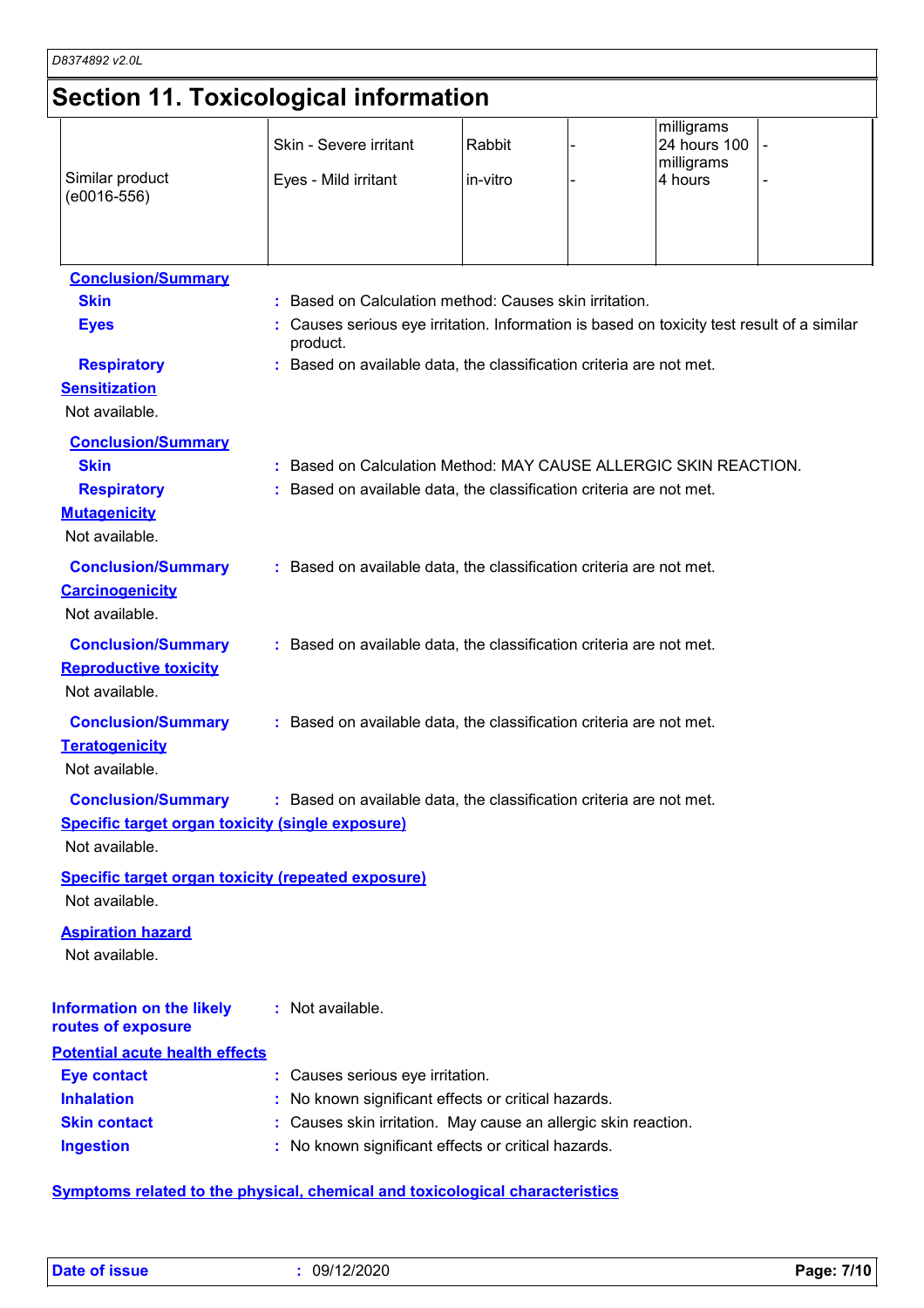## Section 11. Toxicological information

| | | | | | |
|---|---|---|---|---|---|
| Similar product (e0016-556) | Skin - Severe irritant | Rabbit | - | milligrams 24 hours 100 milligrams | - |
| | Eyes - Mild irritant | in-vitro | - | 4 hours | - |

**Conclusion/Summary**

**Skin** : Based on Calculation method: Causes skin irritation.

**Eyes** : Causes serious eye irritation. Information is based on toxicity test result of a similar product.

**Respiratory** : Based on available data, the classification criteria are not met.

**Sensitization**

Not available.

**Conclusion/Summary**

**Skin** : Based on Calculation Method: MAY CAUSE ALLERGIC SKIN REACTION.

**Respiratory** : Based on available data, the classification criteria are not met.

**Mutagenicity**

Not available.

**Conclusion/Summary** : Based on available data, the classification criteria are not met.

**Carcinogenicity**

Not available.

**Conclusion/Summary** : Based on available data, the classification criteria are not met.

**Reproductive toxicity**

Not available.

**Conclusion/Summary** : Based on available data, the classification criteria are not met.

**Teratogenicity**

Not available.

**Conclusion/Summary** : Based on available data, the classification criteria are not met.

**Specific target organ toxicity (single exposure)**

Not available.

**Specific target organ toxicity (repeated exposure)**

Not available.

**Aspiration hazard**

Not available.

**Information on the likely routes of exposure** : Not available.

**Potential acute health effects**

**Eye contact** : Causes serious eye irritation.

**Inhalation** : No known significant effects or critical hazards.

**Skin contact** : Causes skin irritation. May cause an allergic skin reaction.

**Ingestion** : No known significant effects or critical hazards.

**Symptoms related to the physical, chemical and toxicological characteristics**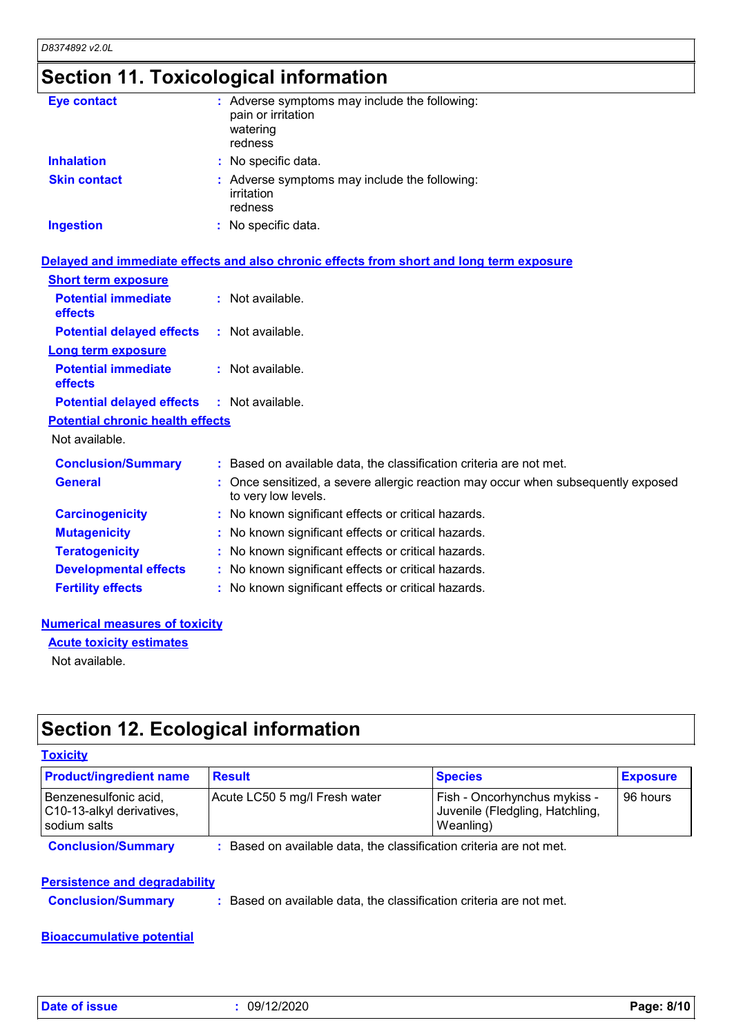## Section 11. Toxicological information

**Eye contact** : Adverse symptoms may include the following:
pain or irritation
watering
redness

**Inhalation** : No specific data.

**Skin contact** : Adverse symptoms may include the following:
irritation
redness

**Ingestion** : No specific data.

### Delayed and immediate effects and also chronic effects from short and long term exposure

**Short term exposure**

**Potential immediate effects** : Not available.

**Potential delayed effects** : Not available.

**Long term exposure**

**Potential immediate effects** : Not available.

**Potential delayed effects** : Not available.

**Potential chronic health effects**

Not available.

**Conclusion/Summary** : Based on available data, the classification criteria are not met.

**General** : Once sensitized, a severe allergic reaction may occur when subsequently exposed to very low levels.

**Carcinogenicity** : No known significant effects or critical hazards.

**Mutagenicity** : No known significant effects or critical hazards.

**Teratogenicity** : No known significant effects or critical hazards.

**Developmental effects** : No known significant effects or critical hazards.

**Fertility effects** : No known significant effects or critical hazards.

### Numerical measures of toxicity

**Acute toxicity estimates**

Not available.

## Section 12. Ecological information

### Toxicity

| Product/ingredient name | Result | Species | Exposure |
|---|---|---|---|
| Benzenesulfonic acid, C10-13-alkyl derivatives, sodium salts | Acute LC50 5 mg/l Fresh water | Fish - Oncorhynchus mykiss - Juvenile (Fledgling, Hatchling, Weanling) | 96 hours |

**Conclusion/Summary** : Based on available data, the classification criteria are not met.

### Persistence and degradability

**Conclusion/Summary** : Based on available data, the classification criteria are not met.

### Bioaccumulative potential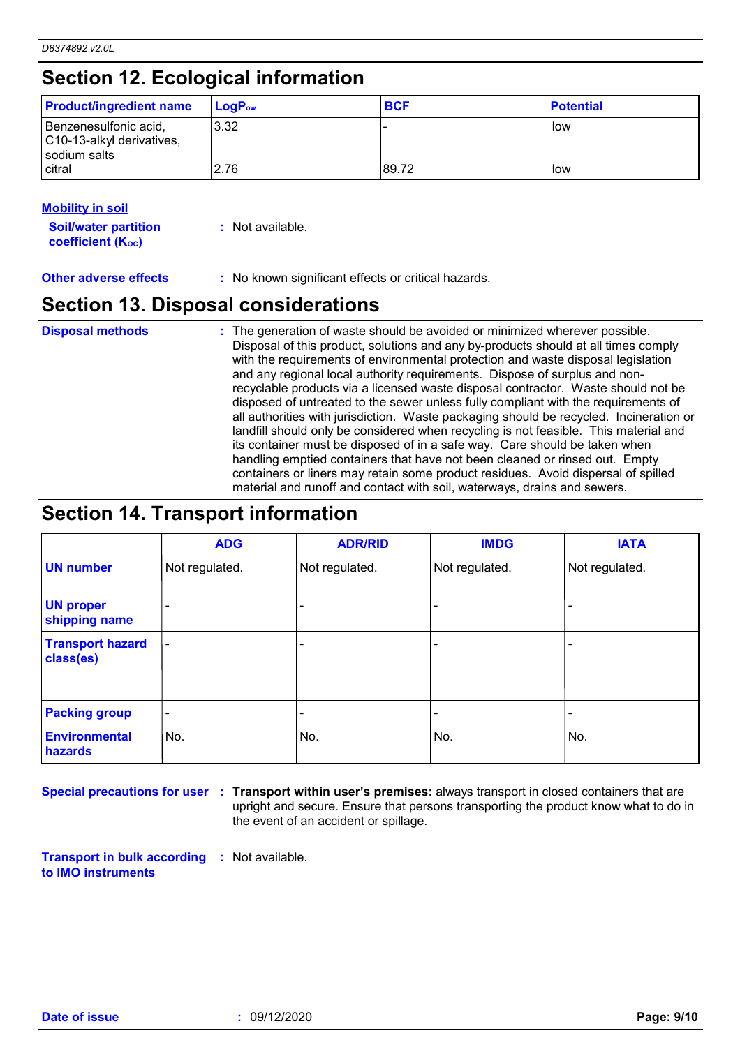## Section 12. Ecological information

| Product/ingredient name | $LogP_{ow}$ | BCF | Potential |
|---|---|---|---|
| Benzenesulfonic acid, C10-13-alkyl derivatives, sodium salts | 3.32 | - | low |
| citral | 2.76 | 89.72 | low |

**Mobility in soil**

**Soil/water partition coefficient ($K_{OC}$)** : Not available.

**Other adverse effects** : No known significant effects or critical hazards.

## Section 13. Disposal considerations

**Disposal methods** : The generation of waste should be avoided or minimized wherever possible. Disposal of this product, solutions and any by-products should at all times comply with the requirements of environmental protection and waste disposal legislation and any regional local authority requirements. Dispose of surplus and non-recyclable products via a licensed waste disposal contractor. Waste should not be disposed of untreated to the sewer unless fully compliant with the requirements of all authorities with jurisdiction. Waste packaging should be recycled. Incineration or landfill should only be considered when recycling is not feasible. This material and its container must be disposed of in a safe way. Care should be taken when handling emptied containers that have not been cleaned or rinsed out. Empty containers or liners may retain some product residues. Avoid dispersal of spilled material and runoff and contact with soil, waterways, drains and sewers.

## Section 14. Transport information

| | ADG | ADR/RID | IMDG | IATA |
|---|---|---|---|---|
| UN number | Not regulated. | Not regulated. | Not regulated. | Not regulated. |
| UN proper shipping name | - | - | - | - |
| Transport hazard class(es) | - | - | - | - |
| Packing group | - | - | - | - |
| Environmental hazards | No. | No. | No. | No. |

**Special precautions for user** : **Transport within user's premises:** always transport in closed containers that are upright and secure. Ensure that persons transporting the product know what to do in the event of an accident or spillage.

**Transport in bulk according to IMO instruments** : Not available.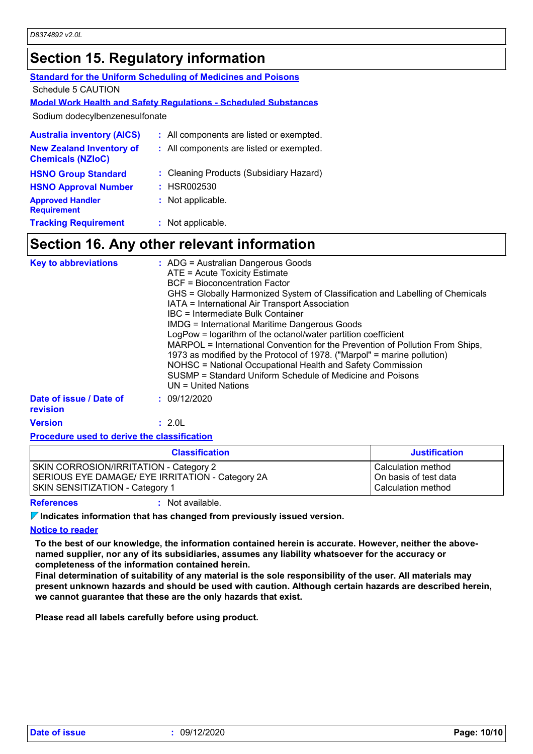# Section 15. Regulatory information

**Standard for the Uniform Scheduling of Medicines and Poisons**

Schedule 5 CAUTION

**Model Work Health and Safety Regulations - Scheduled Substances**

Sodium dodecylbenzenesulfonate

**Australia inventory (AICS)** : All components are listed or exempted.

**New Zealand Inventory of Chemicals (NZIoC)** : All components are listed or exempted.

**HSNO Group Standard** : Cleaning Products (Subsidiary Hazard)

**HSNO Approval Number** : HSR002530

**Approved Handler Requirement** : Not applicable.

**Tracking Requirement** : Not applicable.

# Section 16. Any other relevant information

**Key to abbreviations** :

ADG = Australian Dangerous Goods
ATE = Acute Toxicity Estimate
BCF = Bioconcentration Factor
GHS = Globally Harmonized System of Classification and Labelling of Chemicals
IATA = International Air Transport Association
IBC = Intermediate Bulk Container
IMDG = International Maritime Dangerous Goods
LogPow = logarithm of the octanol/water partition coefficient
MARPOL = International Convention for the Prevention of Pollution From Ships, 1973 as modified by the Protocol of 1978. ("Marpol" = marine pollution)
NOHSC = National Occupational Health and Safety Commission
SUSMP = Standard Uniform Schedule of Medicine and Poisons
UN = United Nations

**Date of issue / Date of revision** : 09/12/2020

**Version** : 2.0L

**Procedure used to derive the classification**

| Classification | Justification |
|---|---|
| SKIN CORROSION/IRRITATION - Category 2 | Calculation method |
| SERIOUS EYE DAMAGE/ EYE IRRITATION - Category 2A | On basis of test data |
| SKIN SENSITIZATION - Category 1 | Calculation method |

**References** : Not available.

**Indicates information that has changed from previously issued version.**

**Notice to reader**

**To the best of our knowledge, the information contained herein is accurate. However, neither the above-named supplier, nor any of its subsidiaries, assumes any liability whatsoever for the accuracy or completeness of the information contained herein.**
**Final determination of suitability of any material is the sole responsibility of the user. All materials may present unknown hazards and should be used with caution. Although certain hazards are described herein, we cannot guarantee that these are the only hazards that exist.**

**Please read all labels carefully before using product.**